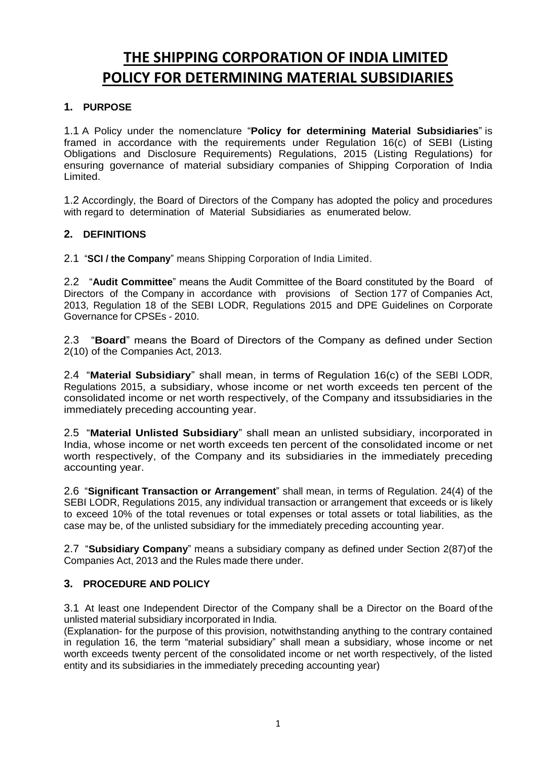# THE SHIPPING CORPORATION OF INDIA LIMITED
# POLICY FOR DETERMINING MATERIAL SUBSIDIARIES

## 1. PURPOSE

1.1 A Policy under the nomenclature "**Policy for determining Material Subsidiaries**" is framed in accordance with the requirements under Regulation 16(c) of SEBI (Listing Obligations and Disclosure Requirements) Regulations, 2015 (Listing Regulations) for ensuring governance of material subsidiary companies of Shipping Corporation of India Limited.

1.2 Accordingly, the Board of Directors of the Company has adopted the policy and procedures with regard to determination of Material Subsidiaries as enumerated below.

## 2. DEFINITIONS

2.1 "**SCI / the Company**" means Shipping Corporation of India Limited.

2.2 "**Audit Committee**" means the Audit Committee of the Board constituted by the Board of Directors of the Company in accordance with provisions of Section 177 of Companies Act, 2013, Regulation 18 of the SEBI LODR, Regulations 2015 and DPE Guidelines on Corporate Governance for CPSEs - 2010.

2.3 "**Board**" means the Board of Directors of the Company as defined under Section 2(10) of the Companies Act, 2013.

2.4 "**Material Subsidiary**" shall mean, in terms of Regulation 16(c) of the SEBI LODR, Regulations 2015, a subsidiary, whose income or net worth exceeds ten percent of the consolidated income or net worth respectively, of the Company and itssubsidiaries in the immediately preceding accounting year.

2.5 "**Material Unlisted Subsidiary**" shall mean an unlisted subsidiary, incorporated in India, whose income or net worth exceeds ten percent of the consolidated income or net worth respectively, of the Company and its subsidiaries in the immediately preceding accounting year.

2.6 "**Significant Transaction or Arrangement**" shall mean, in terms of Regulation. 24(4) of the SEBI LODR, Regulations 2015, any individual transaction or arrangement that exceeds or is likely to exceed 10% of the total revenues or total expenses or total assets or total liabilities, as the case may be, of the unlisted subsidiary for the immediately preceding accounting year.

2.7 "**Subsidiary Company**" means a subsidiary company as defined under Section 2(87) of the Companies Act, 2013 and the Rules made there under.

## 3. PROCEDURE AND POLICY

3.1 At least one Independent Director of the Company shall be a Director on the Board of the unlisted material subsidiary incorporated in India.
(Explanation- for the purpose of this provision, notwithstanding anything to the contrary contained in regulation 16, the term "material subsidiary" shall mean a subsidiary, whose income or net worth exceeds twenty percent of the consolidated income or net worth respectively, of the listed entity and its subsidiaries in the immediately preceding accounting year)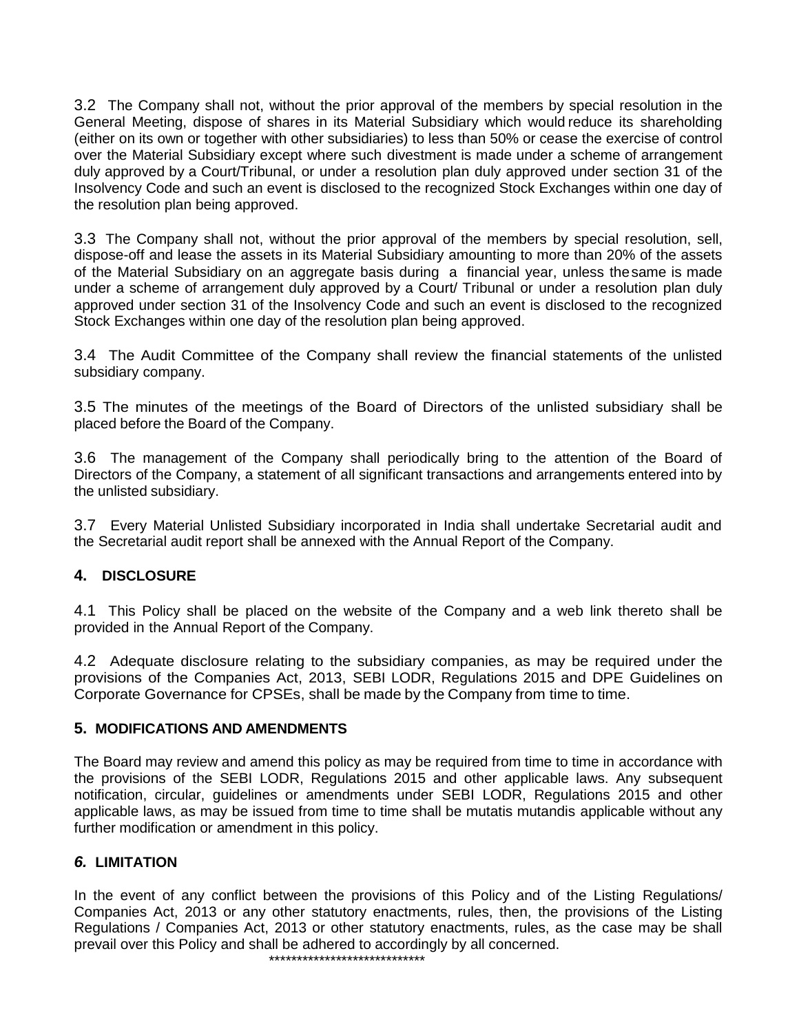3.2 The Company shall not, without the prior approval of the members by special resolution in the General Meeting, dispose of shares in its Material Subsidiary which would reduce its shareholding (either on its own or together with other subsidiaries) to less than 50% or cease the exercise of control over the Material Subsidiary except where such divestment is made under a scheme of arrangement duly approved by a Court/Tribunal, or under a resolution plan duly approved under section 31 of the Insolvency Code and such an event is disclosed to the recognized Stock Exchanges within one day of the resolution plan being approved.

3.3 The Company shall not, without the prior approval of the members by special resolution, sell, dispose-off and lease the assets in its Material Subsidiary amounting to more than 20% of the assets of the Material Subsidiary on an aggregate basis during a financial year, unless the same is made under a scheme of arrangement duly approved by a Court/ Tribunal or under a resolution plan duly approved under section 31 of the Insolvency Code and such an event is disclosed to the recognized Stock Exchanges within one day of the resolution plan being approved.

3.4 The Audit Committee of the Company shall review the financial statements of the unlisted subsidiary company.

3.5 The minutes of the meetings of the Board of Directors of the unlisted subsidiary shall be placed before the Board of the Company.

3.6 The management of the Company shall periodically bring to the attention of the Board of Directors of the Company, a statement of all significant transactions and arrangements entered into by the unlisted subsidiary.

3.7 Every Material Unlisted Subsidiary incorporated in India shall undertake Secretarial audit and the Secretarial audit report shall be annexed with the Annual Report of the Company.

## 4. DISCLOSURE

4.1 This Policy shall be placed on the website of the Company and a web link thereto shall be provided in the Annual Report of the Company.

4.2 Adequate disclosure relating to the subsidiary companies, as may be required under the provisions of the Companies Act, 2013, SEBI LODR, Regulations 2015 and DPE Guidelines on Corporate Governance for CPSEs, shall be made by the Company from time to time.

## 5. MODIFICATIONS AND AMENDMENTS

The Board may review and amend this policy as may be required from time to time in accordance with the provisions of the SEBI LODR, Regulations 2015 and other applicable laws. Any subsequent notification, circular, guidelines or amendments under SEBI LODR, Regulations 2015 and other applicable laws, as may be issued from time to time shall be mutatis mutandis applicable without any further modification or amendment in this policy.

## *6.* LIMITATION

In the event of any conflict between the provisions of this Policy and of the Listing Regulations/ Companies Act, 2013 or any other statutory enactments, rules, then, the provisions of the Listing Regulations / Companies Act, 2013 or other statutory enactments, rules, as the case may be shall prevail over this Policy and shall be adhered to accordingly by all concerned.

****************************